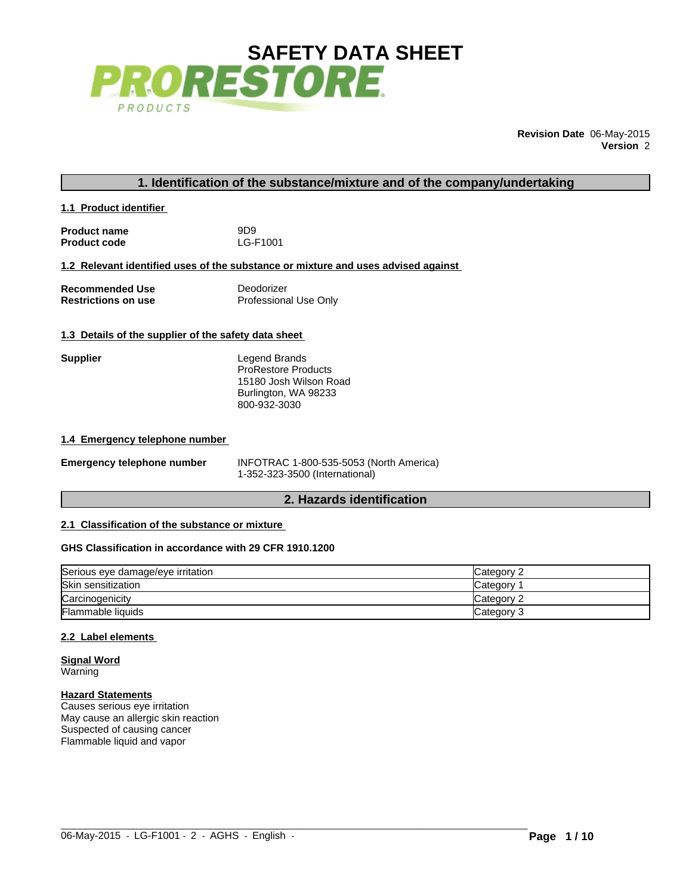# SAFETY DATA SHEET

PRORESTORE PRODUCTS

**Revision Date** 06-May-2015
**Version** 2

## 1. Identification of the substance/mixture and of the company/undertaking

### 1.1 Product identifier

**Product name** 9D9
**Product code** LG-F1001

### 1.2 Relevant identified uses of the substance or mixture and uses advised against

**Recommended Use** Deodorizer
**Restrictions on use** Professional Use Only

### 1.3 Details of the supplier of the safety data sheet

**Supplier**
Legend Brands
ProRestore Products
15180 Josh Wilson Road
Burlington, WA 98233
800-932-3030

### 1.4 Emergency telephone number

**Emergency telephone number** INFOTRAC 1-800-535-5053 (North America)
1-352-323-3500 (International)

## 2. Hazards identification

### 2.1 Classification of the substance or mixture

**GHS Classification in accordance with 29 CFR 1910.1200**

| Hazard | Category |
|---|---|
| Serious eye damage/eye irritation | Category 2 |
| Skin sensitization | Category 1 |
| Carcinogenicity | Category 2 |
| Flammable liquids | Category 3 |

### 2.2 Label elements

**Signal Word**
Warning

**Hazard Statements**
Causes serious eye irritation
May cause an allergic skin reaction
Suspected of causing cancer
Flammable liquid and vapor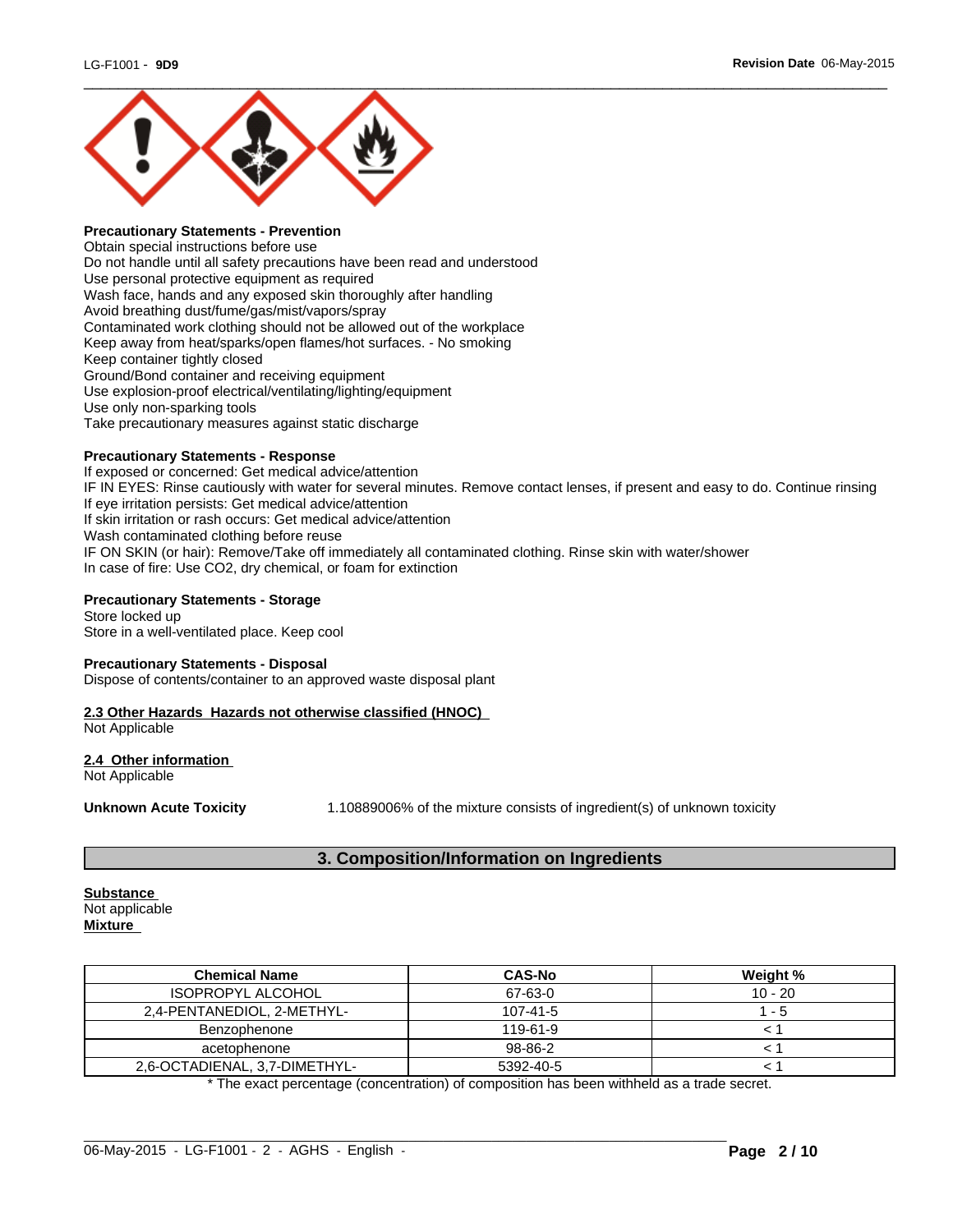**Precautionary Statements - Prevention**
Obtain special instructions before use
Do not handle until all safety precautions have been read and understood
Use personal protective equipment as required
Wash face, hands and any exposed skin thoroughly after handling
Avoid breathing dust/fume/gas/mist/vapors/spray
Contaminated work clothing should not be allowed out of the workplace
Keep away from heat/sparks/open flames/hot surfaces. - No smoking
Keep container tightly closed
Ground/Bond container and receiving equipment
Use explosion-proof electrical/ventilating/lighting/equipment
Use only non-sparking tools
Take precautionary measures against static discharge

**Precautionary Statements - Response**
If exposed or concerned: Get medical advice/attention
IF IN EYES: Rinse cautiously with water for several minutes. Remove contact lenses, if present and easy to do. Continue rinsing
If eye irritation persists: Get medical advice/attention
If skin irritation or rash occurs: Get medical advice/attention
Wash contaminated clothing before reuse
IF ON SKIN (or hair): Remove/Take off immediately all contaminated clothing. Rinse skin with water/shower
In case of fire: Use CO2, dry chemical, or foam for extinction

**Precautionary Statements - Storage**
Store locked up
Store in a well-ventilated place. Keep cool

**Precautionary Statements - Disposal**
Dispose of contents/container to an approved waste disposal plant

**2.3 Other Hazards Hazards not otherwise classified (HNOC)**
Not Applicable

**2.4 Other information**
Not Applicable

**Unknown Acute Toxicity** 1.10889006% of the mixture consists of ingredient(s) of unknown toxicity

## 3. Composition/Information on Ingredients

**Substance**
Not applicable
**Mixture**

| Chemical Name | CAS-No | Weight % |
|---|---|---|
| ISOPROPYL ALCOHOL | 67-63-0 | 10 - 20 |
| 2,4-PENTANEDIOL, 2-METHYL- | 107-41-5 | 1 - 5 |
| Benzophenone | 119-61-9 | < 1 |
| acetophenone | 98-86-2 | < 1 |
| 2,6-OCTADIENAL, 3,7-DIMETHYL- | 5392-40-5 | < 1 |

* The exact percentage (concentration) of composition has been withheld as a trade secret.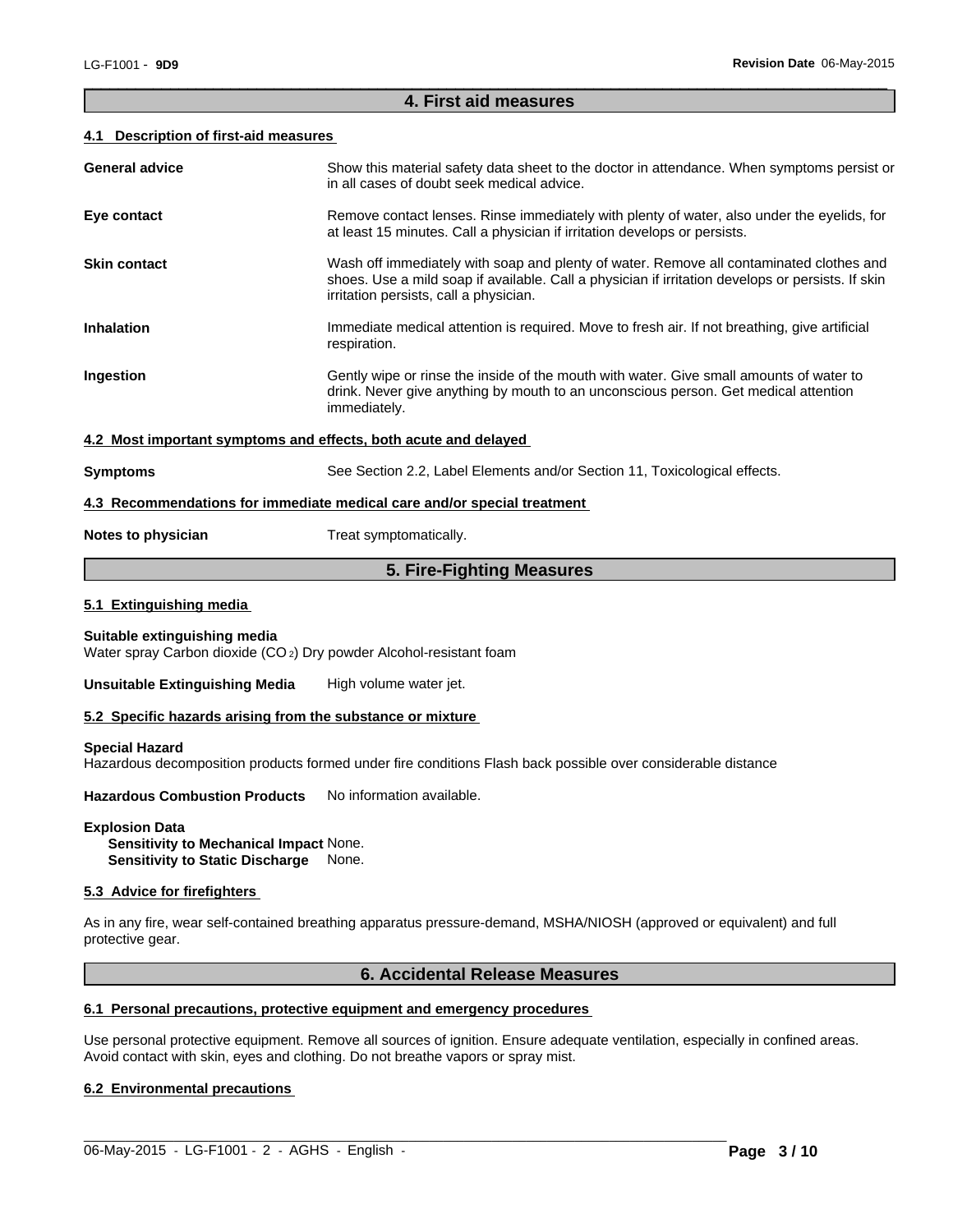## 4. First aid measures

### 4.1 Description of first-aid measures

**General advice**
Show this material safety data sheet to the doctor in attendance. When symptoms persist or in all cases of doubt seek medical advice.

**Eye contact**
Remove contact lenses. Rinse immediately with plenty of water, also under the eyelids, for at least 15 minutes. Call a physician if irritation develops or persists.

**Skin contact**
Wash off immediately with soap and plenty of water. Remove all contaminated clothes and shoes. Use a mild soap if available. Call a physician if irritation develops or persists. If skin irritation persists, call a physician.

**Inhalation**
Immediate medical attention is required. Move to fresh air. If not breathing, give artificial respiration.

**Ingestion**
Gently wipe or rinse the inside of the mouth with water. Give small amounts of water to drink. Never give anything by mouth to an unconscious person. Get medical attention immediately.

### 4.2 Most important symptoms and effects, both acute and delayed

**Symptoms**
See Section 2.2, Label Elements and/or Section 11, Toxicological effects.

### 4.3 Recommendations for immediate medical care and/or special treatment

**Notes to physician**
Treat symptomatically.

## 5. Fire-Fighting Measures

### 5.1 Extinguishing media

**Suitable extinguishing media**
Water spray Carbon dioxide ($CO_2$) Dry powder Alcohol-resistant foam

**Unsuitable Extinguishing Media** High volume water jet.

### 5.2 Specific hazards arising from the substance or mixture

**Special Hazard**
Hazardous decomposition products formed under fire conditions Flash back possible over considerable distance

**Hazardous Combustion Products** No information available.

**Explosion Data**
**Sensitivity to Mechanical Impact** None.
**Sensitivity to Static Discharge** None.

### 5.3 Advice for firefighters

As in any fire, wear self-contained breathing apparatus pressure-demand, MSHA/NIOSH (approved or equivalent) and full protective gear.

## 6. Accidental Release Measures

### 6.1 Personal precautions, protective equipment and emergency procedures

Use personal protective equipment. Remove all sources of ignition. Ensure adequate ventilation, especially in confined areas. Avoid contact with skin, eyes and clothing. Do not breathe vapors or spray mist.

### 6.2 Environmental precautions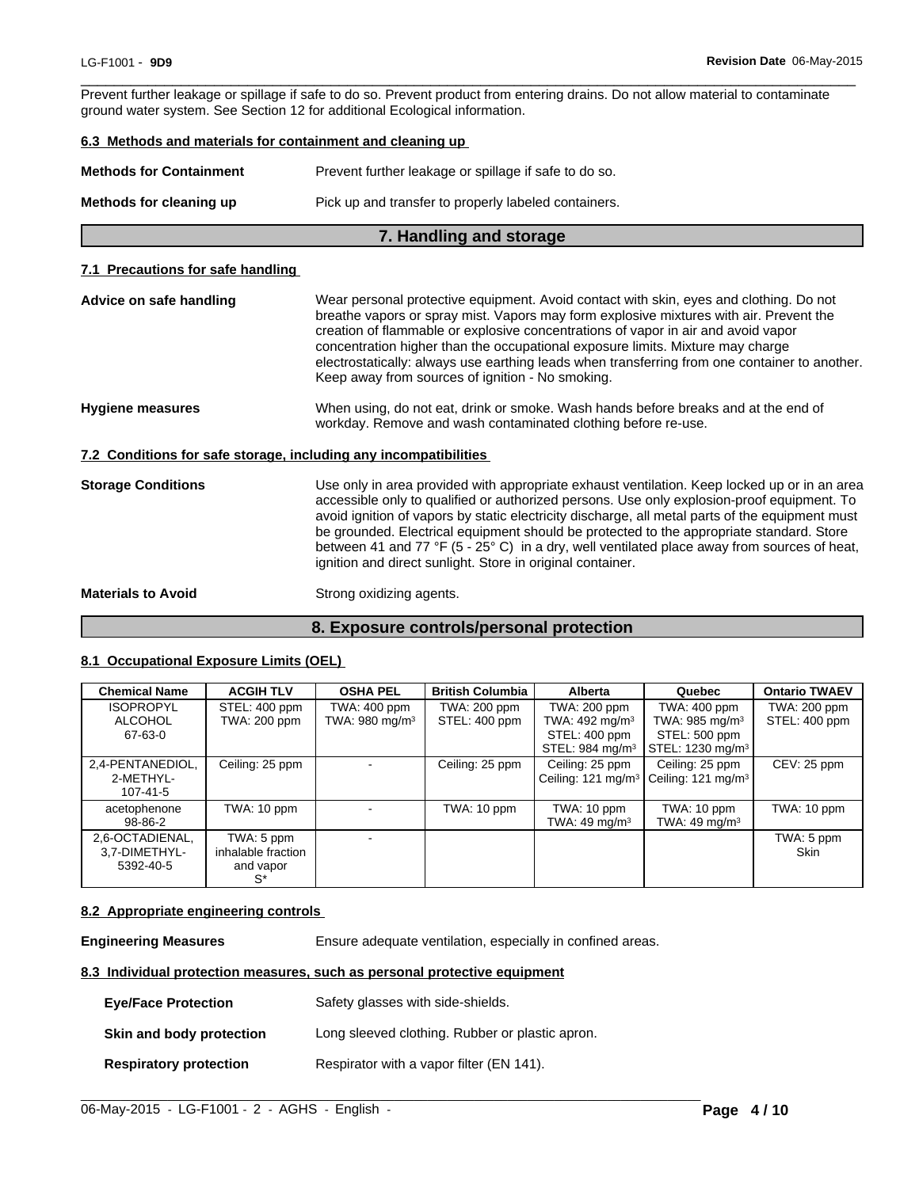Prevent further leakage or spillage if safe to do so. Prevent product from entering drains. Do not allow material to contaminate ground water system. See Section 12 for additional Ecological information.

### 6.3 Methods and materials for containment and cleaning up

**Methods for Containment** Prevent further leakage or spillage if safe to do so.

**Methods for cleaning up** Pick up and transfer to properly labeled containers.

## 7. Handling and storage

### 7.1 Precautions for safe handling

**Advice on safe handling** Wear personal protective equipment. Avoid contact with skin, eyes and clothing. Do not breathe vapors or spray mist. Vapors may form explosive mixtures with air. Prevent the creation of flammable or explosive concentrations of vapor in air and avoid vapor concentration higher than the occupational exposure limits. Mixture may charge electrostatically: always use earthing leads when transferring from one container to another. Keep away from sources of ignition - No smoking.

**Hygiene measures** When using, do not eat, drink or smoke. Wash hands before breaks and at the end of workday. Remove and wash contaminated clothing before re-use.

### 7.2 Conditions for safe storage, including any incompatibilities

**Storage Conditions** Use only in area provided with appropriate exhaust ventilation. Keep locked up or in an area accessible only to qualified or authorized persons. Use only explosion-proof equipment. To avoid ignition of vapors by static electricity discharge, all metal parts of the equipment must be grounded. Electrical equipment should be protected to the appropriate standard. Store between 41 and 77 °F (5 - 25° C) in a dry, well ventilated place away from sources of heat, ignition and direct sunlight. Store in original container.

**Materials to Avoid** Strong oxidizing agents.

## 8. Exposure controls/personal protection

### 8.1 Occupational Exposure Limits (OEL)

| Chemical Name | ACGIH TLV | OSHA PEL | British Columbia | Alberta | Quebec | Ontario TWAEV |
|---|---|---|---|---|---|---|
| ISOPROPYL ALCOHOL 67-63-0 | STEL: 400 ppm TWA: 200 ppm | TWA: 400 ppm TWA: 980 mg/m³ | TWA: 200 ppm STEL: 400 ppm | TWA: 200 ppm TWA: 492 mg/m³ STEL: 400 ppm STEL: 984 mg/m³ | TWA: 400 ppm TWA: 985 mg/m³ STEL: 500 ppm STEL: 1230 mg/m³ | TWA: 200 ppm STEL: 400 ppm |
| 2,4-PENTANEDIOL, 2-METHYL- 107-41-5 | Ceiling: 25 ppm | - | Ceiling: 25 ppm | Ceiling: 25 ppm Ceiling: 121 mg/m³ | Ceiling: 25 ppm Ceiling: 121 mg/m³ | CEV: 25 ppm |
| acetophenone 98-86-2 | TWA: 10 ppm | - | TWA: 10 ppm | TWA: 10 ppm TWA: 49 mg/m³ | TWA: 10 ppm TWA: 49 mg/m³ | TWA: 10 ppm |
| 2,6-OCTADIENAL, 3,7-DIMETHYL- 5392-40-5 | TWA: 5 ppm inhalable fraction and vapor S* | - | | | | TWA: 5 ppm Skin |

### 8.2 Appropriate engineering controls

**Engineering Measures** Ensure adequate ventilation, especially in confined areas.

### 8.3 Individual protection measures, such as personal protective equipment

**Eye/Face Protection** Safety glasses with side-shields.

**Skin and body protection** Long sleeved clothing. Rubber or plastic apron.

**Respiratory protection** Respirator with a vapor filter (EN 141).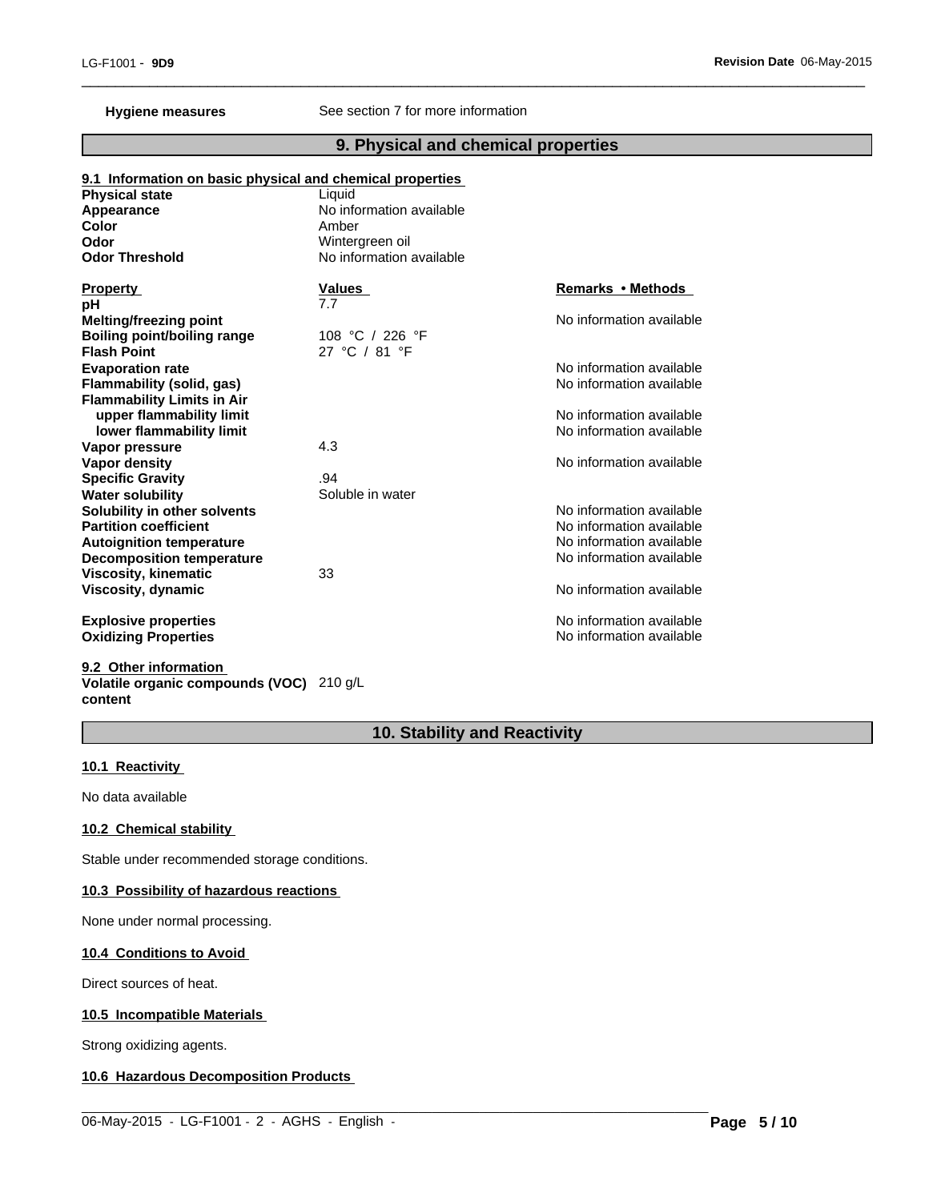**Hygiene measures** See section 7 for more information

## 9. Physical and chemical properties

### 9.1 Information on basic physical and chemical properties

| | |
|---|---|
| **Physical state** | Liquid |
| **Appearance** | No information available |
| **Color** | Amber |
| **Odor** | Wintergreen oil |
| **Odor Threshold** | No information available |

| Property | Values | Remarks • Methods |
|---|---|---|
| **pH** | 7.7 | |
| **Melting/freezing point** | | No information available |
| **Boiling point/boiling range** | 108 °C / 226 °F | |
| **Flash Point** | 27 °C / 81 °F | |
| **Evaporation rate** | | No information available |
| **Flammability (solid, gas)** | | No information available |
| **Flammability Limits in Air** | | |
| **upper flammability limit** | | No information available |
| **lower flammability limit** | | No information available |
| **Vapor pressure** | 4.3 | |
| **Vapor density** | | No information available |
| **Specific Gravity** | .94 | |
| **Water solubility** | Soluble in water | |
| **Solubility in other solvents** | | No information available |
| **Partition coefficient** | | No information available |
| **Autoignition temperature** | | No information available |
| **Decomposition temperature** | | No information available |
| **Viscosity, kinematic** | 33 | |
| **Viscosity, dynamic** | | No information available |
| **Explosive properties** | | No information available |
| **Oxidizing Properties** | | No information available |

### 9.2 Other information

**Volatile organic compounds (VOC) content** 210 g/L

## 10. Stability and Reactivity

### 10.1 Reactivity

No data available

### 10.2 Chemical stability

Stable under recommended storage conditions.

### 10.3 Possibility of hazardous reactions

None under normal processing.

### 10.4 Conditions to Avoid

Direct sources of heat.

### 10.5 Incompatible Materials

Strong oxidizing agents.

### 10.6 Hazardous Decomposition Products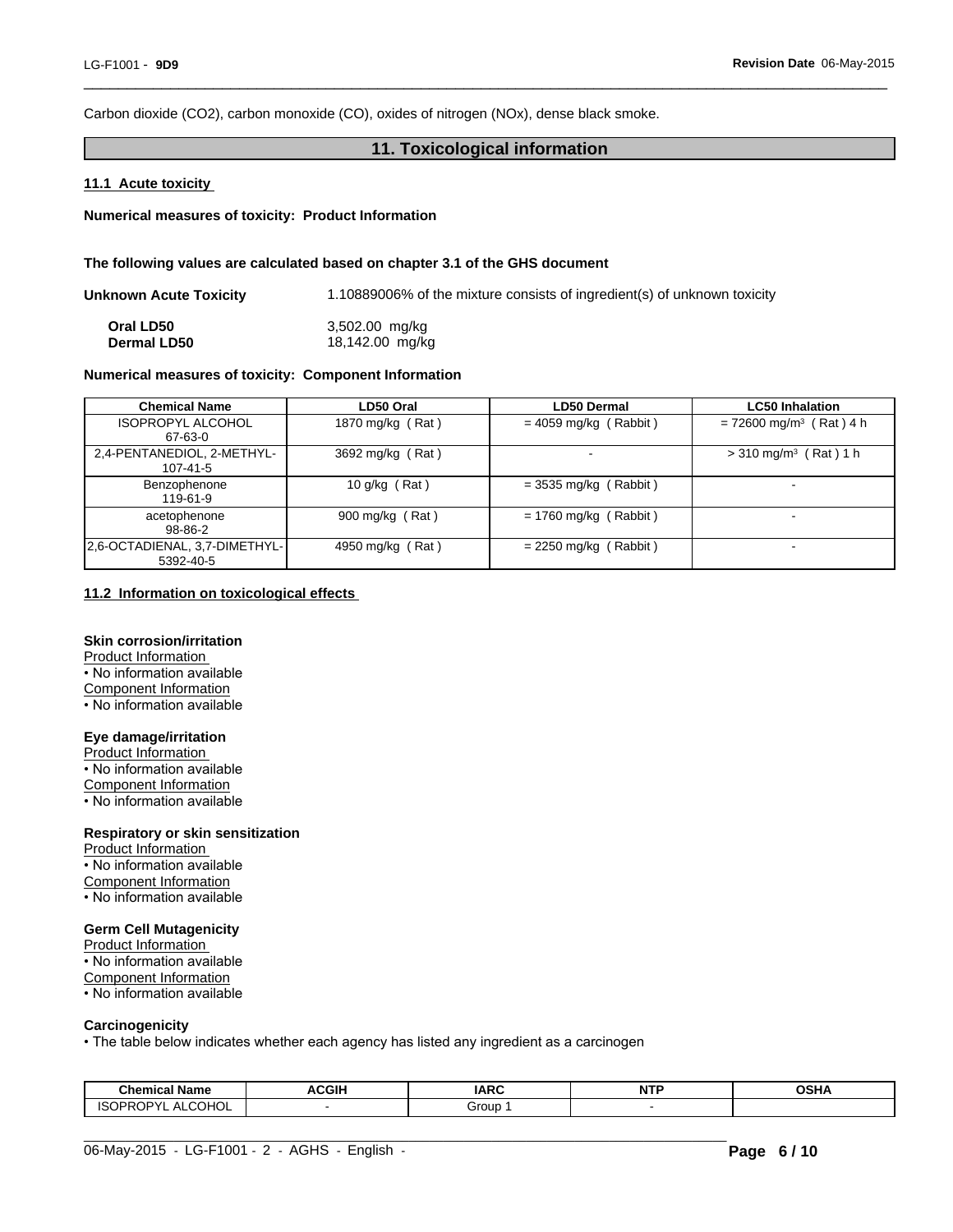Carbon dioxide ($CO_2$), carbon monoxide (CO), oxides of nitrogen (NOx), dense black smoke.

## 11. Toxicological information

### 11.1 Acute toxicity

**Numerical measures of toxicity: Product Information**

**The following values are calculated based on chapter 3.1 of the GHS document**

**Unknown Acute Toxicity** 1.10889006% of the mixture consists of ingredient(s) of unknown toxicity

| | |
|---|---|
| **Oral LD50** | 3,502.00 mg/kg |
| **Dermal LD50** | 18,142.00 mg/kg |

**Numerical measures of toxicity: Component Information**

| Chemical Name | LD50 Oral | LD50 Dermal | LC50 Inhalation |
|---|---|---|---|
| ISOPROPYL ALCOHOL 67-63-0 | 1870 mg/kg ( Rat ) | = 4059 mg/kg ( Rabbit ) | = 72600 mg/m³ ( Rat ) 4 h |
| 2,4-PENTANEDIOL, 2-METHYL- 107-41-5 | 3692 mg/kg ( Rat ) | - | > 310 mg/m³ ( Rat ) 1 h |
| Benzophenone 119-61-9 | 10 g/kg ( Rat ) | = 3535 mg/kg ( Rabbit ) | - |
| acetophenone 98-86-2 | 900 mg/kg ( Rat ) | = 1760 mg/kg ( Rabbit ) | - |
| 2,6-OCTADIENAL, 3,7-DIMETHYL- 5392-40-5 | 4950 mg/kg ( Rat ) | = 2250 mg/kg ( Rabbit ) | - |

### 11.2 Information on toxicological effects

**Skin corrosion/irritation**

Product Information
- No information available

Component Information
- No information available

**Eye damage/irritation**

Product Information
- No information available

Component Information
- No information available

**Respiratory or skin sensitization**

Product Information
- No information available

Component Information
- No information available

**Germ Cell Mutagenicity**

Product Information
- No information available

Component Information
- No information available

**Carcinogenicity**

- The table below indicates whether each agency has listed any ingredient as a carcinogen

| Chemical Name | ACGIH | IARC | NTP | OSHA |
|---|---|---|---|---|
| ISOPROPYL ALCOHOL | - | Group 1 | - | |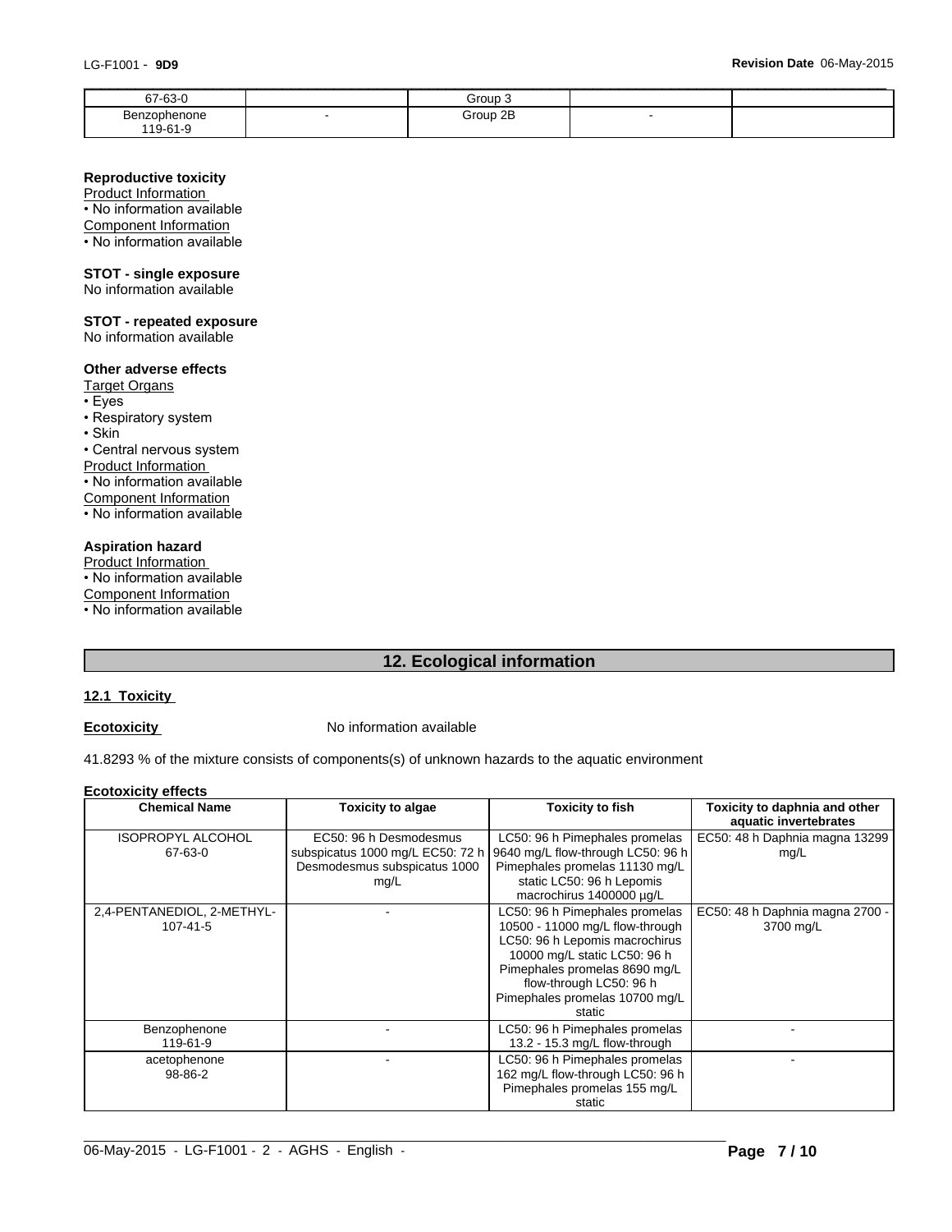| 67-63-0 | | Group 3 | | |
| --- | --- | --- | --- | --- |
| Benzophenone<br>119-61-9 | - | Group 2B | - | |

**Reproductive toxicity**

Product Information

• No information available

Component Information

• No information available

**STOT - single exposure**

No information available

**STOT - repeated exposure**

No information available

**Other adverse effects**

Target Organs

• Eyes

• Respiratory system

• Skin

• Central nervous system

Product Information

• No information available

Component Information

• No information available

**Aspiration hazard**

Product Information

• No information available

Component Information

• No information available

## 12. Ecological information

### 12.1 Toxicity

**Ecotoxicity** No information available

41.8293 % of the mixture consists of components(s) of unknown hazards to the aquatic environment

**Ecotoxicity effects**

| Chemical Name | Toxicity to algae | Toxicity to fish | Toxicity to daphnia and other aquatic invertebrates |
| --- | --- | --- | --- |
| ISOPROPYL ALCOHOL<br>67-63-0 | EC50: 96 h Desmodesmus subspicatus 1000 mg/L EC50: 72 h Desmodesmus subspicatus 1000 mg/L | LC50: 96 h Pimephales promelas 9640 mg/L flow-through LC50: 96 h Pimephales promelas 11130 mg/L static LC50: 96 h Lepomis macrochirus 1400000 µg/L | EC50: 48 h Daphnia magna 13299 mg/L |
| 2,4-PENTANEDIOL, 2-METHYL-<br>107-41-5 | - | LC50: 96 h Pimephales promelas 10500 - 11000 mg/L flow-through LC50: 96 h Lepomis macrochirus 10000 mg/L static LC50: 96 h Pimephales promelas 8690 mg/L flow-through LC50: 96 h Pimephales promelas 10700 mg/L static | EC50: 48 h Daphnia magna 2700 - 3700 mg/L |
| Benzophenone<br>119-61-9 | - | LC50: 96 h Pimephales promelas 13.2 - 15.3 mg/L flow-through | - |
| acetophenone<br>98-86-2 | - | LC50: 96 h Pimephales promelas 162 mg/L flow-through LC50: 96 h Pimephales promelas 155 mg/L static | - |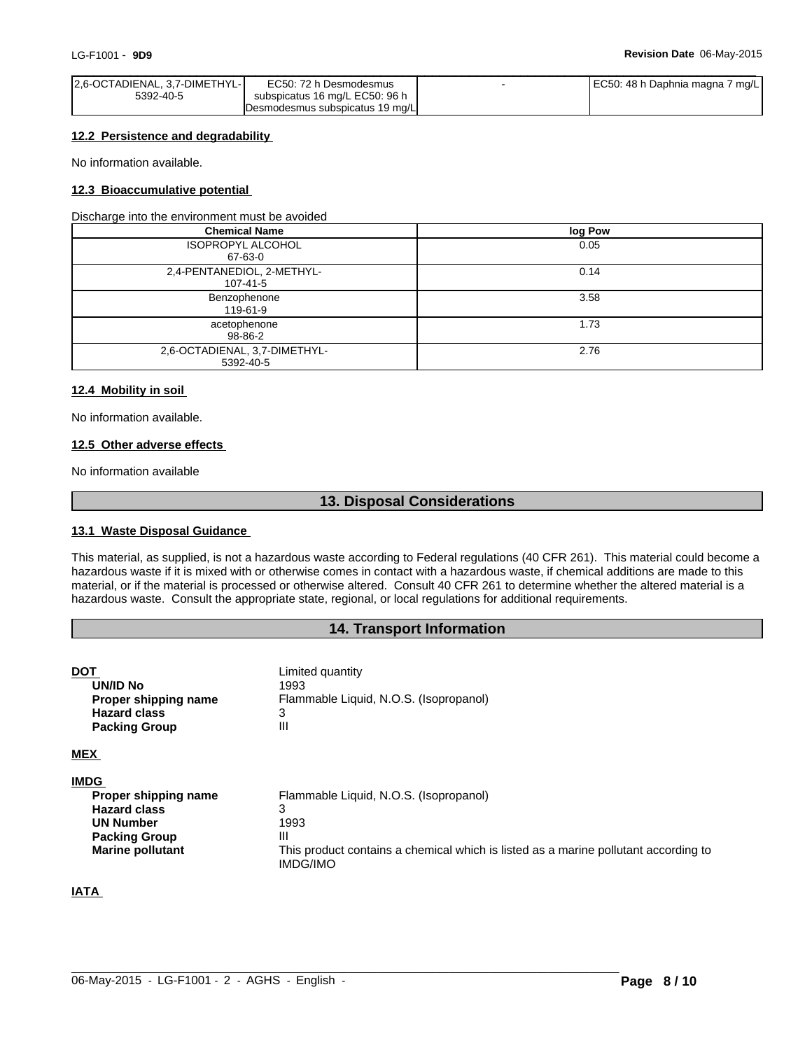| | | | |
|---|---|---|---|
| 2,6-OCTADIENAL, 3,7-DIMETHYL-<br>5392-40-5 | EC50: 72 h Desmodesmus subspicatus 16 mg/L EC50: 96 h Desmodesmus subspicatus 19 mg/L | - | EC50: 48 h Daphnia magna 7 mg/L |

### 12.2 Persistence and degradability

No information available.

### 12.3 Bioaccumulative potential

Discharge into the environment must be avoided

| Chemical Name | log Pow |
|---|---|
| ISOPROPYL ALCOHOL<br>67-63-0 | 0.05 |
| 2,4-PENTANEDIOL, 2-METHYL-<br>107-41-5 | 0.14 |
| Benzophenone<br>119-61-9 | 3.58 |
| acetophenone<br>98-86-2 | 1.73 |
| 2,6-OCTADIENAL, 3,7-DIMETHYL-<br>5392-40-5 | 2.76 |

### 12.4 Mobility in soil

No information available.

### 12.5 Other adverse effects

No information available

## 13. Disposal Considerations

### 13.1 Waste Disposal Guidance

This material, as supplied, is not a hazardous waste according to Federal regulations (40 CFR 261). This material could become a hazardous waste if it is mixed with or otherwise comes in contact with a hazardous waste, if chemical additions are made to this material, or if the material is processed or otherwise altered. Consult 40 CFR 261 to determine whether the altered material is a hazardous waste. Consult the appropriate state, regional, or local regulations for additional requirements.

## 14. Transport Information

**DOT** Limited quantity

- **UN/ID No** 1993
- **Proper shipping name** Flammable Liquid, N.O.S. (Isopropanol)
- **Hazard class** 3
- **Packing Group** III

**MEX**

**IMDG**

- **Proper shipping name** Flammable Liquid, N.O.S. (Isopropanol)
- **Hazard class** 3
- **UN Number** 1993
- **Packing Group** III
- **Marine pollutant** This product contains a chemical which is listed as a marine pollutant according to IMDG/IMO

**IATA**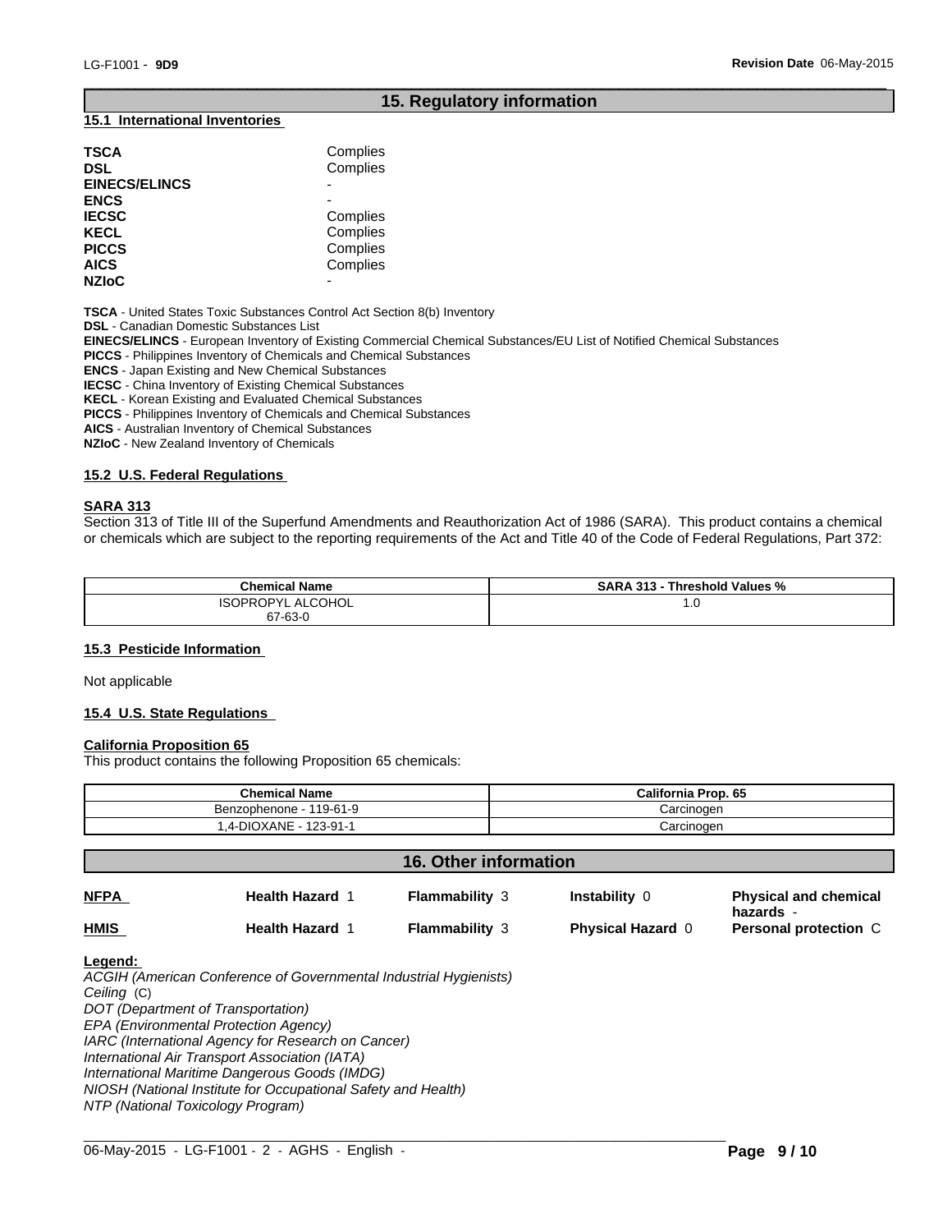## 15. Regulatory information

### 15.1 International Inventories

| | |
|---|---|
| **TSCA** | Complies |
| **DSL** | Complies |
| **EINECS/ELINCS** | - |
| **ENCS** | - |
| **IECSC** | Complies |
| **KECL** | Complies |
| **PICCS** | Complies |
| **AICS** | Complies |
| **NZIoC** | - |

**TSCA** - United States Toxic Substances Control Act Section 8(b) Inventory
**DSL** - Canadian Domestic Substances List
**EINECS/ELINCS** - European Inventory of Existing Commercial Chemical Substances/EU List of Notified Chemical Substances
**PICCS** - Philippines Inventory of Chemicals and Chemical Substances
**ENCS** - Japan Existing and New Chemical Substances
**IECSC** - China Inventory of Existing Chemical Substances
**KECL** - Korean Existing and Evaluated Chemical Substances
**PICCS** - Philippines Inventory of Chemicals and Chemical Substances
**AICS** - Australian Inventory of Chemical Substances
**NZIoC** - New Zealand Inventory of Chemicals

### 15.2 U.S. Federal Regulations

**SARA 313**
Section 313 of Title III of the Superfund Amendments and Reauthorization Act of 1986 (SARA). This product contains a chemical or chemicals which are subject to the reporting requirements of the Act and Title 40 of the Code of Federal Regulations, Part 372:

| Chemical Name | SARA 313 - Threshold Values % |
|---|---|
| ISOPROPYL ALCOHOL 67-63-0 | 1.0 |

### 15.3 Pesticide Information

Not applicable

### 15.4 U.S. State Regulations

**California Proposition 65**
This product contains the following Proposition 65 chemicals:

| Chemical Name | California Prop. 65 |
|---|---|
| Benzophenone - 119-61-9 | Carcinogen |
| 1,4-DIOXANE - 123-91-1 | Carcinogen |

## 16. Other information

| | | | | |
|---|---|---|---|---|
| **NFPA** | **Health Hazard** 1 | **Flammability** 3 | **Instability** 0 | **Physical and chemical hazards** - |
| **HMIS** | **Health Hazard** 1 | **Flammability** 3 | **Physical Hazard** 0 | **Personal protection** C |

**Legend:**
*ACGIH (American Conference of Governmental Industrial Hygienists)*
*Ceiling* (C)
*DOT (Department of Transportation)*
*EPA (Environmental Protection Agency)*
*IARC (International Agency for Research on Cancer)*
*International Air Transport Association (IATA)*
*International Maritime Dangerous Goods (IMDG)*
*NIOSH (National Institute for Occupational Safety and Health)*
*NTP (National Toxicology Program)*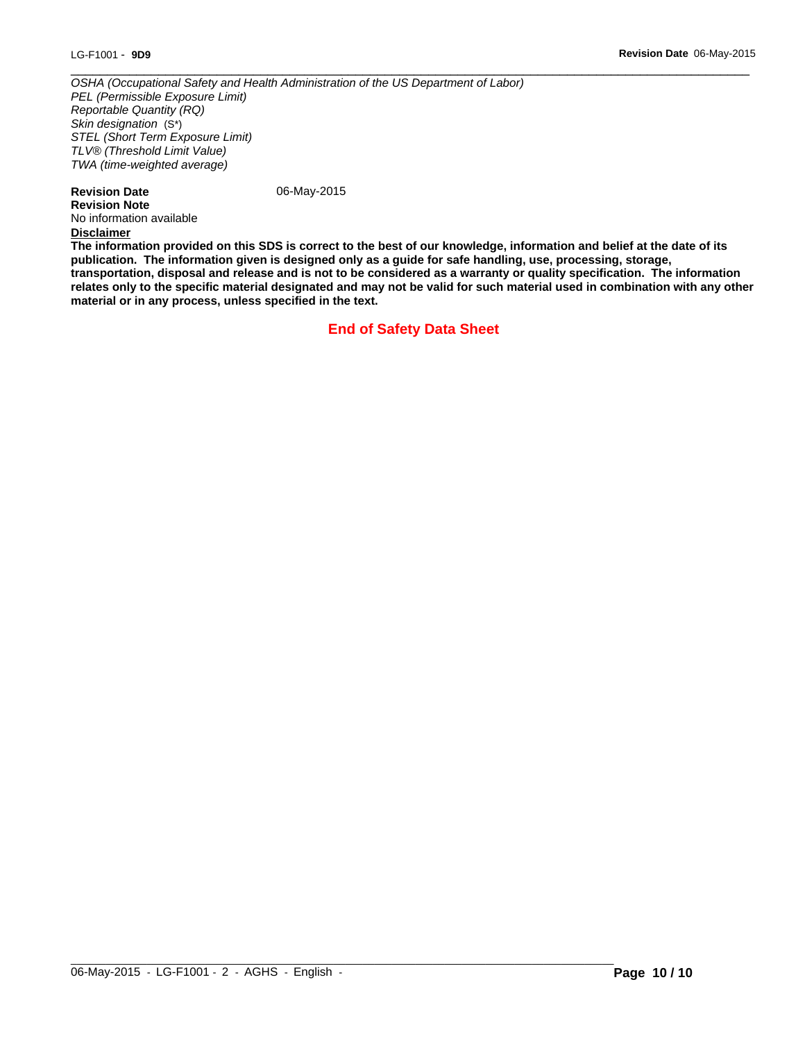*OSHA (Occupational Safety and Health Administration of the US Department of Labor)*
*PEL (Permissible Exposure Limit)*
*Reportable Quantity (RQ)*
*Skin designation* (S*)
*STEL (Short Term Exposure Limit)*
*TLV® (Threshold Limit Value)*
*TWA (time-weighted average)*

**Revision Date** 06-May-2015
**Revision Note**
No information available

**Disclaimer**

**The information provided on this SDS is correct to the best of our knowledge, information and belief at the date of its publication. The information given is designed only as a guide for safe handling, use, processing, storage, transportation, disposal and release and is not to be considered as a warranty or quality specification. The information relates only to the specific material designated and may not be valid for such material used in combination with any other material or in any process, unless specified in the text.**

**End of Safety Data Sheet**